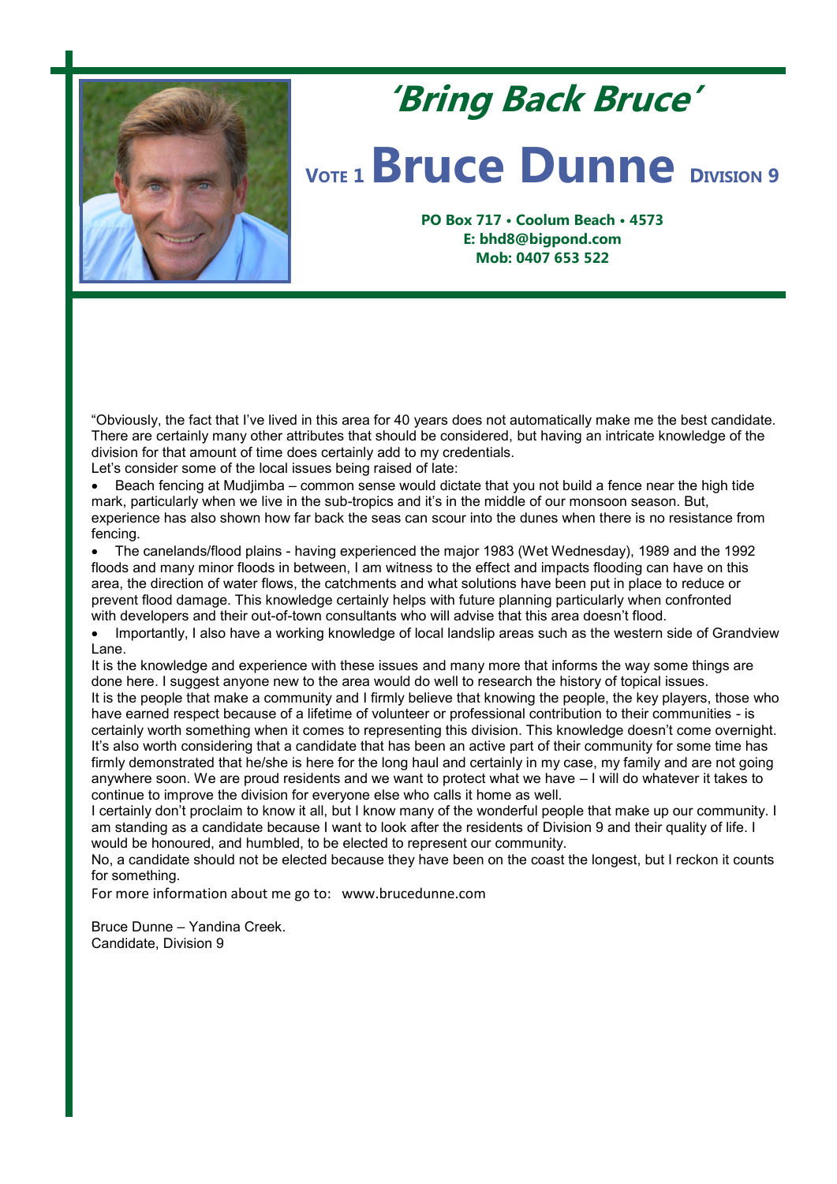# 'Bring Back Bruce'

## VOTE 1 Bruce Dunne DIVISION 9

**PO Box 717 • Coolum Beach • 4573**
**E: bhd8@bigpond.com**
**Mob: 0407 653 522**

"Obviously, the fact that I've lived in this area for 40 years does not automatically make me the best candidate. There are certainly many other attributes that should be considered, but having an intricate knowledge of the division for that amount of time does certainly add to my credentials.

Let's consider some of the local issues being raised of late:

- Beach fencing at Mudjimba – common sense would dictate that you not build a fence near the high tide mark, particularly when we live in the sub-tropics and it's in the middle of our monsoon season. But, experience has also shown how far back the seas can scour into the dunes when there is no resistance from fencing.
- The canelands/flood plains - having experienced the major 1983 (Wet Wednesday), 1989 and the 1992 floods and many minor floods in between, I am witness to the effect and impacts flooding can have on this area, the direction of water flows, the catchments and what solutions have been put in place to reduce or prevent flood damage. This knowledge certainly helps with future planning particularly when confronted with developers and their out-of-town consultants who will advise that this area doesn't flood.
- Importantly, I also have a working knowledge of local landslip areas such as the western side of Grandview Lane.

It is the knowledge and experience with these issues and many more that informs the way some things are done here. I suggest anyone new to the area would do well to research the history of topical issues.

It is the people that make a community and I firmly believe that knowing the people, the key players, those who have earned respect because of a lifetime of volunteer or professional contribution to their communities - is certainly worth something when it comes to representing this division. This knowledge doesn't come overnight. It's also worth considering that a candidate that has been an active part of their community for some time has firmly demonstrated that he/she is here for the long haul and certainly in my case, my family and are not going anywhere soon. We are proud residents and we want to protect what we have – I will do whatever it takes to continue to improve the division for everyone else who calls it home as well.

I certainly don't proclaim to know it all, but I know many of the wonderful people that make up our community. I am standing as a candidate because I want to look after the residents of Division 9 and their quality of life. I would be honoured, and humbled, to be elected to represent our community.

No, a candidate should not be elected because they have been on the coast the longest, but I reckon it counts for something.

For more information about me go to: www.brucedunne.com

Bruce Dunne – Yandina Creek.
Candidate, Division 9